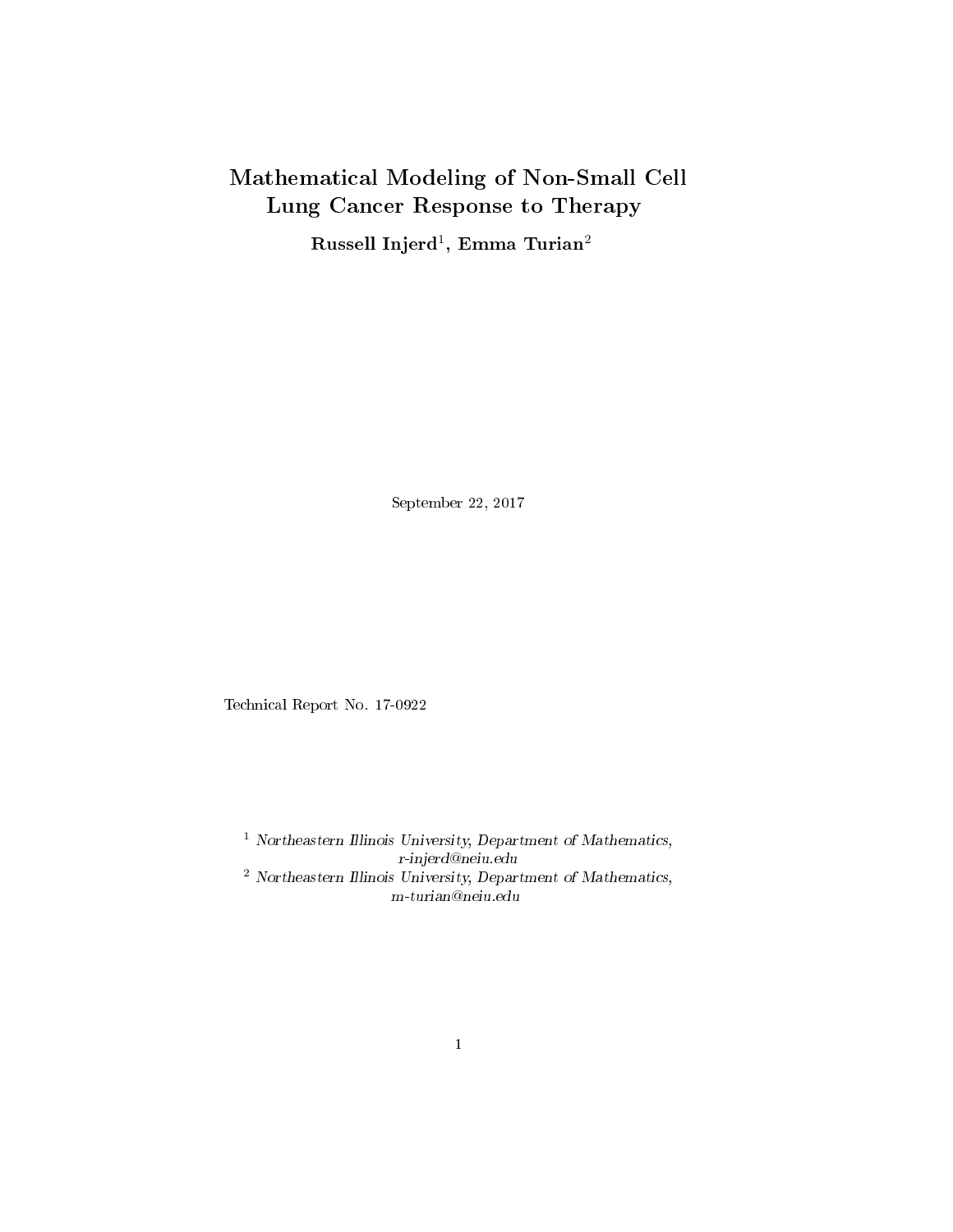# Mathematical Modeling of Non-Small Cell Lung Cancer Response to Therapy

**Russell Injerd[1], Emma Turian[2]**

September 22, 2017

Technical Report No. 17-0922

[1] *Northeastern Illinois University, Department of Mathematics,*
*r-injerd@neiu.edu*

[2] *Northeastern Illinois University, Department of Mathematics,*
*m-turian@neiu.edu*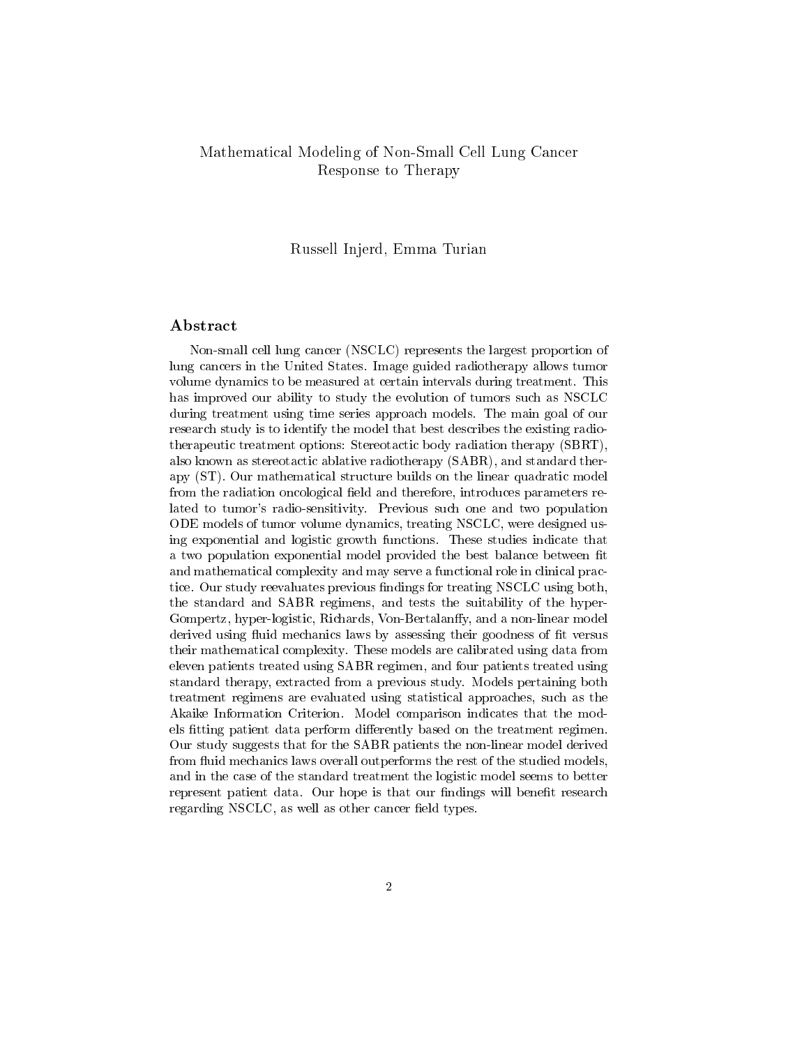# Mathematical Modeling of Non-Small Cell Lung Cancer Response to Therapy

Russell Injerd, Emma Turian

## Abstract

Non-small cell lung cancer (NSCLC) represents the largest proportion of lung cancers in the United States. Image guided radiotherapy allows tumor volume dynamics to be measured at certain intervals during treatment. This has improved our ability to study the evolution of tumors such as NSCLC during treatment using time series approach models. The main goal of our research study is to identify the model that best describes the existing radiotherapeutic treatment options: Stereotactic body radiation therapy (SBRT), also known as stereotactic ablative radiotherapy (SABR), and standard therapy (ST). Our mathematical structure builds on the linear quadratic model from the radiation oncological field and therefore, introduces parameters related to tumor's radio-sensitivity. Previous such one and two population ODE models of tumor volume dynamics, treating NSCLC, were designed using exponential and logistic growth functions. These studies indicate that a two population exponential model provided the best balance between fit and mathematical complexity and may serve a functional role in clinical practice. Our study reevaluates previous findings for treating NSCLC using both, the standard and SABR regimens, and tests the suitability of the hyper-Gompertz, hyper-logistic, Richards, Von-Bertalanffy, and a non-linear model derived using fluid mechanics laws by assessing their goodness of fit versus their mathematical complexity. These models are calibrated using data from eleven patients treated using SABR regimen, and four patients treated using standard therapy, extracted from a previous study. Models pertaining both treatment regimens are evaluated using statistical approaches, such as the Akaike Information Criterion. Model comparison indicates that the models fitting patient data perform differently based on the treatment regimen. Our study suggests that for the SABR patients the non-linear model derived from fluid mechanics laws overall outperforms the rest of the studied models, and in the case of the standard treatment the logistic model seems to better represent patient data. Our hope is that our findings will benefit research regarding NSCLC, as well as other cancer field types.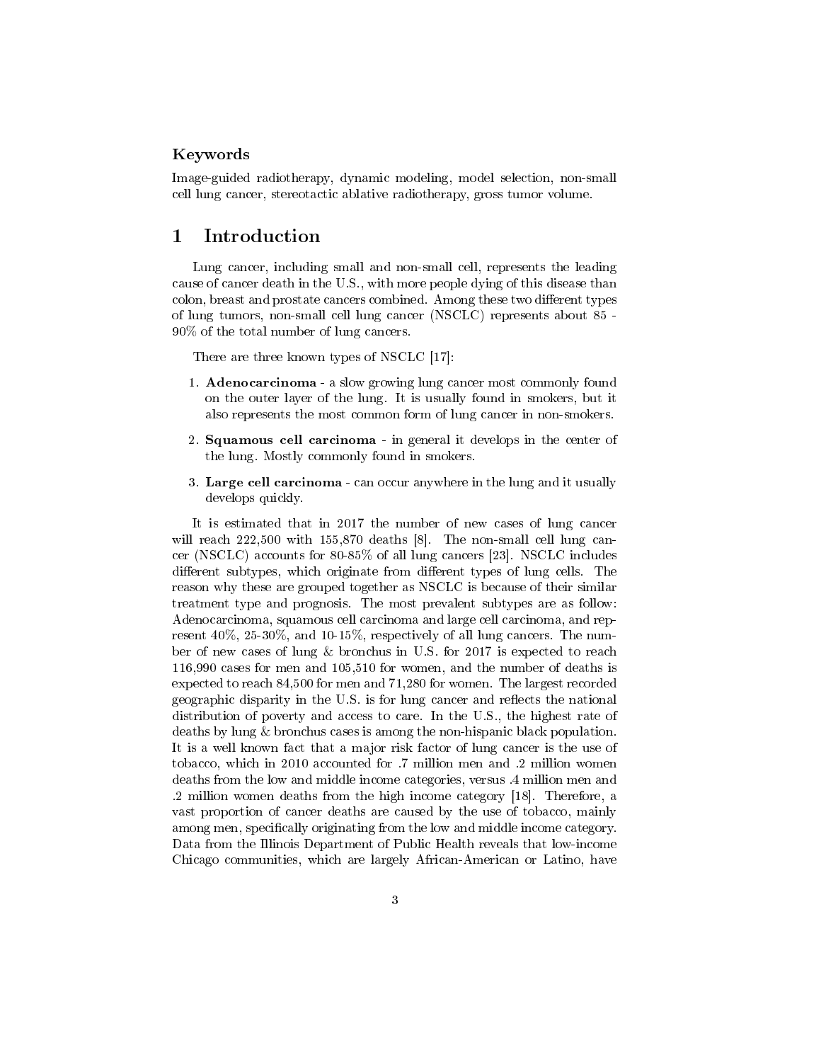### Keywords

Image-guided radiotherapy, dynamic modeling, model selection, non-small cell lung cancer, stereotactic ablative radiotherapy, gross tumor volume.

# 1 Introduction

Lung cancer, including small and non-small cell, represents the leading cause of cancer death in the U.S., with more people dying of this disease than colon, breast and prostate cancers combined. Among these two different types of lung tumors, non-small cell lung cancer (NSCLC) represents about 85 - 90% of the total number of lung cancers.

There are three known types of NSCLC [17]:

1. **Adenocarcinoma** - a slow growing lung cancer most commonly found on the outer layer of the lung. It is usually found in smokers, but it also represents the most common form of lung cancer in non-smokers.
2. **Squamous cell carcinoma** - in general it develops in the center of the lung. Mostly commonly found in smokers.
3. **Large cell carcinoma** - can occur anywhere in the lung and it usually develops quickly.

It is estimated that in 2017 the number of new cases of lung cancer will reach 222,500 with 155,870 deaths [8]. The non-small cell lung cancer (NSCLC) accounts for 80-85% of all lung cancers [23]. NSCLC includes different subtypes, which originate from different types of lung cells. The reason why these are grouped together as NSCLC is because of their similar treatment type and prognosis. The most prevalent subtypes are as follow: Adenocarcinoma, squamous cell carcinoma and large cell carcinoma, and represent 40%, 25-30%, and 10-15%, respectively of all lung cancers. The number of new cases of lung & bronchus in U.S. for 2017 is expected to reach 116,990 cases for men and 105,510 for women, and the number of deaths is expected to reach 84,500 for men and 71,280 for women. The largest recorded geographic disparity in the U.S. is for lung cancer and reflects the national distribution of poverty and access to care. In the U.S., the highest rate of deaths by lung & bronchus cases is among the non-hispanic black population. It is a well known fact that a major risk factor of lung cancer is the use of tobacco, which in 2010 accounted for .7 million men and .2 million women deaths from the low and middle income categories, versus .4 million men and .2 million women deaths from the high income category [18]. Therefore, a vast proportion of cancer deaths are caused by the use of tobacco, mainly among men, specifically originating from the low and middle income category. Data from the Illinois Department of Public Health reveals that low-income Chicago communities, which are largely African-American or Latino, have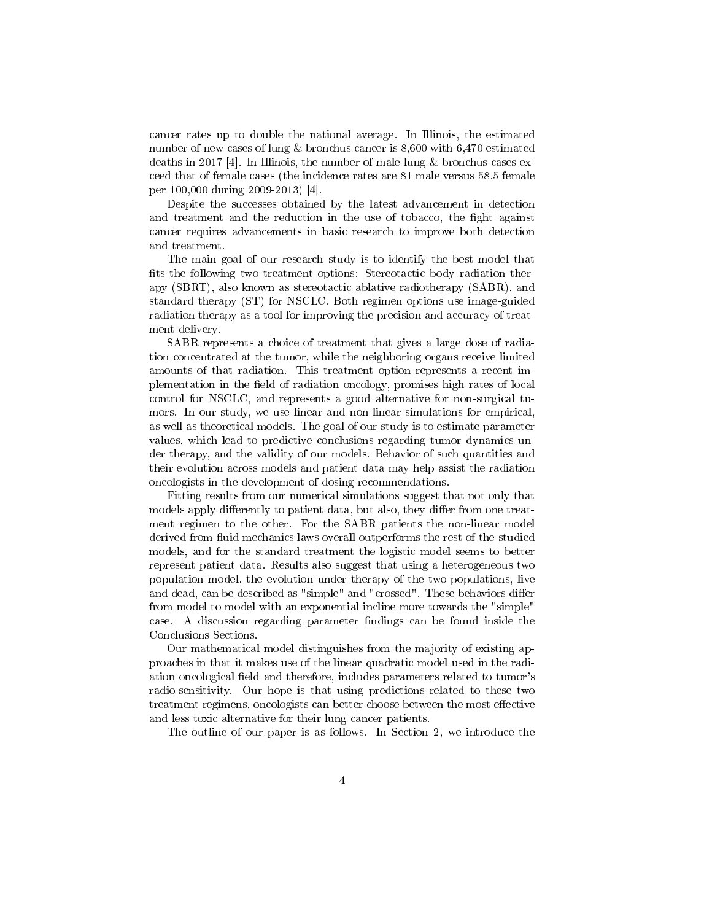cancer rates up to double the national average. In Illinois, the estimated number of new cases of lung & bronchus cancer is 8,600 with 6,470 estimated deaths in 2017 [4]. In Illinois, the number of male lung & bronchus cases exceed that of female cases (the incidence rates are 81 male versus 58.5 female per 100,000 during 2009-2013) [4].

Despite the successes obtained by the latest advancement in detection and treatment and the reduction in the use of tobacco, the fight against cancer requires advancements in basic research to improve both detection and treatment.

The main goal of our research study is to identify the best model that fits the following two treatment options: Stereotactic body radiation therapy (SBRT), also known as stereotactic ablative radiotherapy (SABR), and standard therapy (ST) for NSCLC. Both regimen options use image-guided radiation therapy as a tool for improving the precision and accuracy of treatment delivery.

SABR represents a choice of treatment that gives a large dose of radiation concentrated at the tumor, while the neighboring organs receive limited amounts of that radiation. This treatment option represents a recent implementation in the field of radiation oncology, promises high rates of local control for NSCLC, and represents a good alternative for non-surgical tumors. In our study, we use linear and non-linear simulations for empirical, as well as theoretical models. The goal of our study is to estimate parameter values, which lead to predictive conclusions regarding tumor dynamics under therapy, and the validity of our models. Behavior of such quantities and their evolution across models and patient data may help assist the radiation oncologists in the development of dosing recommendations.

Fitting results from our numerical simulations suggest that not only that models apply differently to patient data, but also, they differ from one treatment regimen to the other. For the SABR patients the non-linear model derived from fluid mechanics laws overall outperforms the rest of the studied models, and for the standard treatment the logistic model seems to better represent patient data. Results also suggest that using a heterogeneous two population model, the evolution under therapy of the two populations, live and dead, can be described as "simple" and "crossed". These behaviors differ from model to model with an exponential incline more towards the "simple" case. A discussion regarding parameter findings can be found inside the Conclusions Sections.

Our mathematical model distinguishes from the majority of existing approaches in that it makes use of the linear quadratic model used in the radiation oncological field and therefore, includes parameters related to tumor's radio-sensitivity. Our hope is that using predictions related to these two treatment regimens, oncologists can better choose between the most effective and less toxic alternative for their lung cancer patients.

The outline of our paper is as follows. In Section 2, we introduce the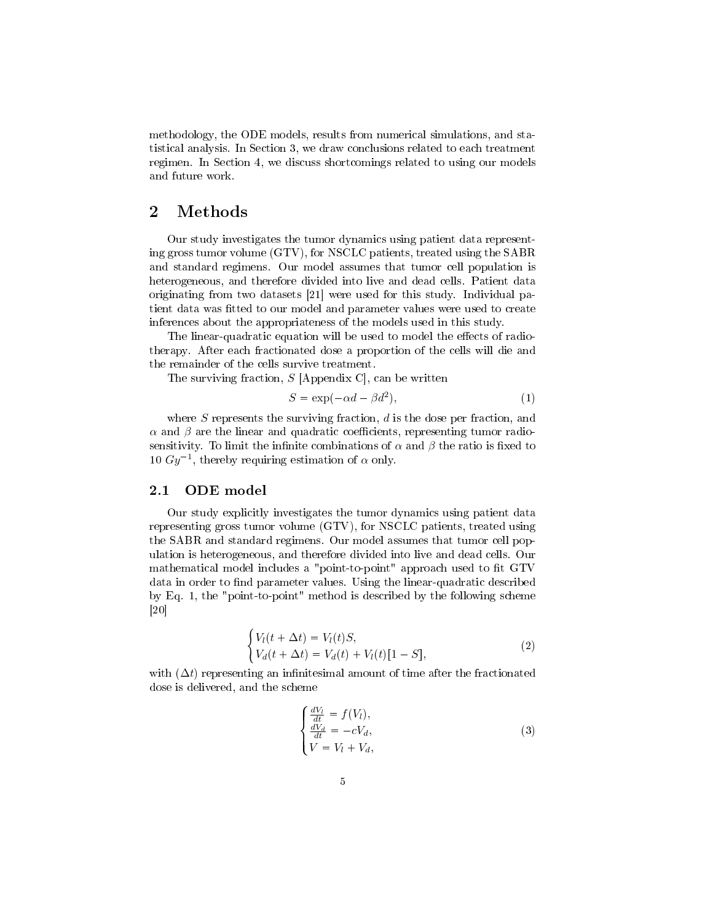methodology, the ODE models, results from numerical simulations, and statistical analysis. In Section 3, we draw conclusions related to each treatment regimen. In Section 4, we discuss shortcomings related to using our models and future work.

## 2 Methods

Our study investigates the tumor dynamics using patient data representing gross tumor volume (GTV), for NSCLC patients, treated using the SABR and standard regimens. Our model assumes that tumor cell population is heterogeneous, and therefore divided into live and dead cells. Patient data originating from two datasets [21] were used for this study. Individual patient data was fitted to our model and parameter values were used to create inferences about the appropriateness of the models used in this study.

The linear-quadratic equation will be used to model the effects of radiotherapy. After each fractionated dose a proportion of the cells will die and the remainder of the cells survive treatment.

The surviving fraction, $S$ [Appendix C], can be written

$$S = \exp(-\alpha d - \beta d^2), \tag{1}$$

where $S$ represents the surviving fraction, $d$ is the dose per fraction, and $\alpha$ and $\beta$ are the linear and quadratic coefficients, representing tumor radiosensitivity. To limit the infinite combinations of $\alpha$ and $\beta$ the ratio is fixed to 10 $Gy^{-1}$, thereby requiring estimation of $\alpha$ only.

### 2.1 ODE model

Our study explicitly investigates the tumor dynamics using patient data representing gross tumor volume (GTV), for NSCLC patients, treated using the SABR and standard regimens. Our model assumes that tumor cell population is heterogeneous, and therefore divided into live and dead cells. Our mathematical model includes a "point-to-point" approach used to fit GTV data in order to find parameter values. Using the linear-quadratic described by Eq. 1, the "point-to-point" method is described by the following scheme [20]

$$\begin{cases} V_l(t + \Delta t) = V_l(t)S, \\ V_d(t + \Delta t) = V_d(t) + V_l(t)[1 - S], \end{cases} \tag{2}$$

with $(\Delta t)$ representing an infinitesimal amount of time after the fractionated dose is delivered, and the scheme

$$\begin{cases} \frac{dV_l}{dt} = f(V_l), \\ \frac{dV_d}{dt} = -cV_d, \\ V = V_l + V_d, \end{cases} \tag{3}$$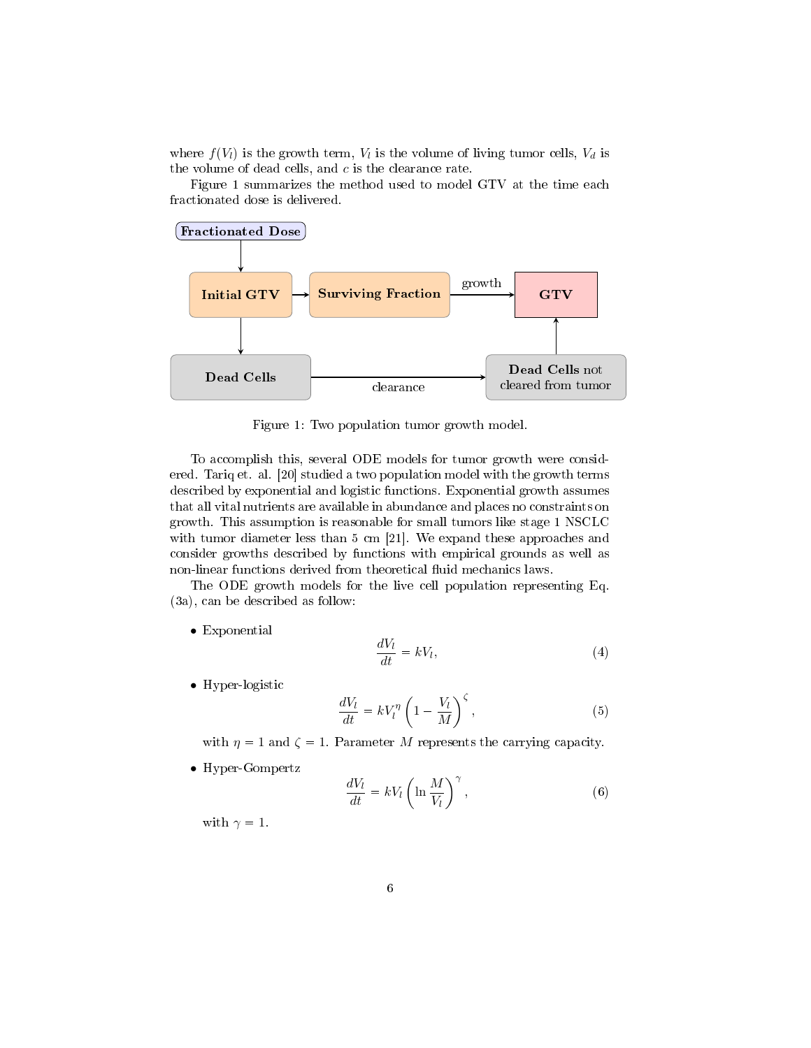where $f(V_l)$ is the growth term, $V_l$ is the volume of living tumor cells, $V_d$ is the volume of dead cells, and $c$ is the clearance rate.

Figure 1 summarizes the method used to model GTV at the time each fractionated dose is delivered.

Figure 1: Two population tumor growth model.

To accomplish this, several ODE models for tumor growth were considered. Tariq et. al. [20] studied a two population model with the growth terms described by exponential and logistic functions. Exponential growth assumes that all vital nutrients are available in abundance and places no constraints on growth. This assumption is reasonable for small tumors like stage 1 NSCLC with tumor diameter less than 5 cm [21]. We expand these approaches and consider growths described by functions with empirical grounds as well as non-linear functions derived from theoretical fluid mechanics laws.

The ODE growth models for the live cell population representing Eq. (3a), can be described as follow:

- Exponential

$$\frac{dV_l}{dt} = kV_l, \tag{4}$$

- Hyper-logistic

$$\frac{dV_l}{dt} = kV_l^{\eta}\left(1 - \frac{V_l}{M}\right)^{\zeta}, \tag{5}$$

  with $\eta = 1$ and $\zeta = 1$. Parameter $M$ represents the carrying capacity.

- Hyper-Gompertz

$$\frac{dV_l}{dt} = kV_l\left(\ln\frac{M}{V_l}\right)^{\gamma}, \tag{6}$$

  with $\gamma = 1$.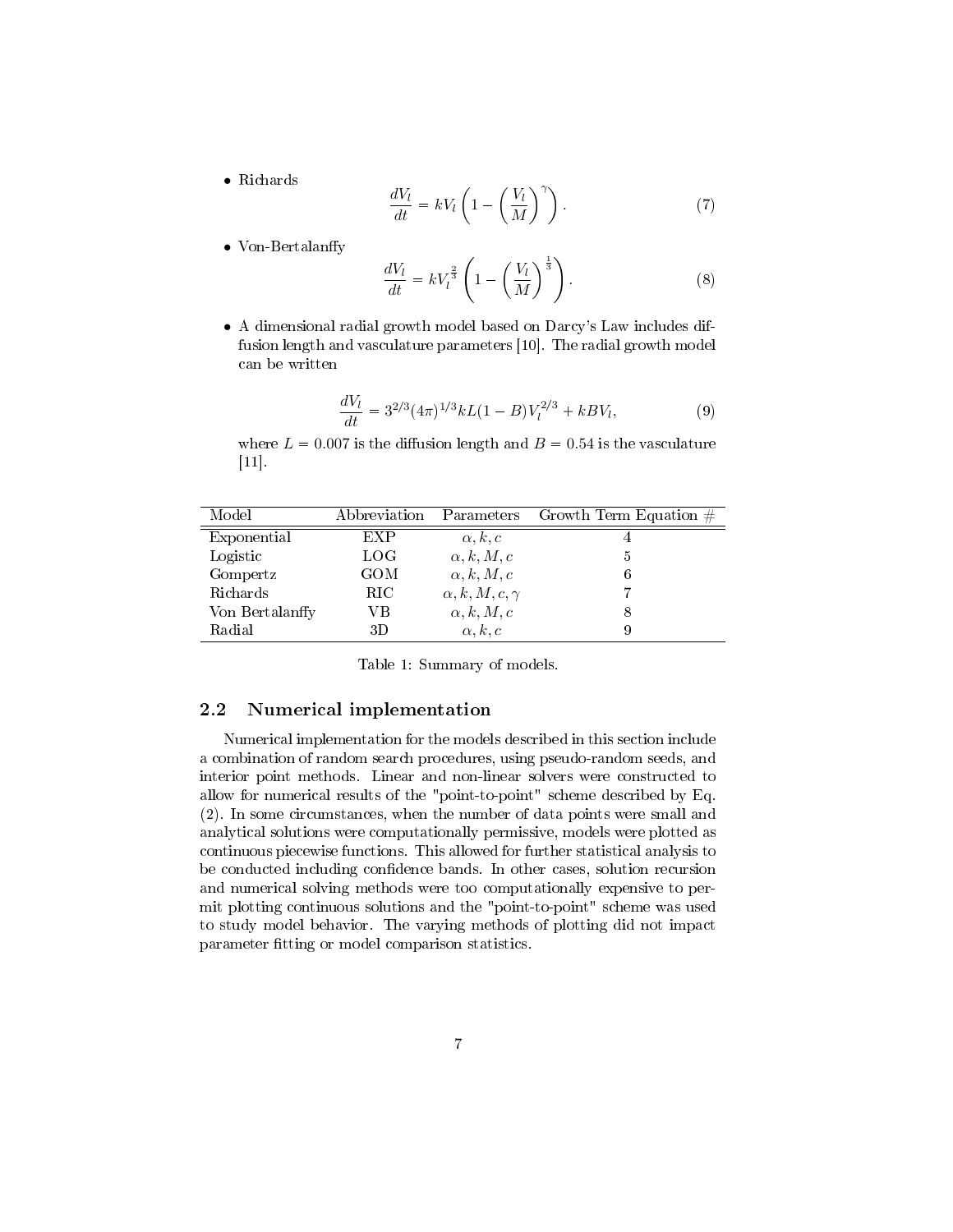- Richards

$$\frac{dV_l}{dt} = kV_l \left(1 - \left(\frac{V_l}{M}\right)^{\gamma}\right). \tag{7}$$

- Von-Bertalanffy

$$\frac{dV_l}{dt} = kV_l^{\frac{2}{3}} \left(1 - \left(\frac{V_l}{M}\right)^{\frac{1}{3}}\right). \tag{8}$$

- A dimensional radial growth model based on Darcy's Law includes diffusion length and vasculature parameters [10]. The radial growth model can be written

$$\frac{dV_l}{dt} = 3^{2/3}(4\pi)^{1/3} kL(1-B)V_l^{2/3} + kBV_l, \tag{9}$$

where $L = 0.007$ is the diffusion length and $B = 0.54$ is the vasculature [11].

| Model | Abbreviation | Parameters | Growth Term Equation # |
|---|---|---|---|
| Exponential | EXP | $\alpha, k, c$ | 4 |
| Logistic | LOG | $\alpha, k, M, c$ | 5 |
| Gompertz | GOM | $\alpha, k, M, c$ | 6 |
| Richards | RIC | $\alpha, k, M, c, \gamma$ | 7 |
| Von Bertalanffy | VB | $\alpha, k, M, c$ | 8 |
| Radial | 3D | $\alpha, k, c$ | 9 |

Table 1: Summary of models.

## 2.2 Numerical implementation

Numerical implementation for the models described in this section include a combination of random search procedures, using pseudo-random seeds, and interior point methods. Linear and non-linear solvers were constructed to allow for numerical results of the "point-to-point" scheme described by Eq. (2). In some circumstances, when the number of data points were small and analytical solutions were computationally permissive, models were plotted as continuous piecewise functions. This allowed for further statistical analysis to be conducted including confidence bands. In other cases, solution recursion and numerical solving methods were too computationally expensive to permit plotting continuous solutions and the "point-to-point" scheme was used to study model behavior. The varying methods of plotting did not impact parameter fitting or model comparison statistics.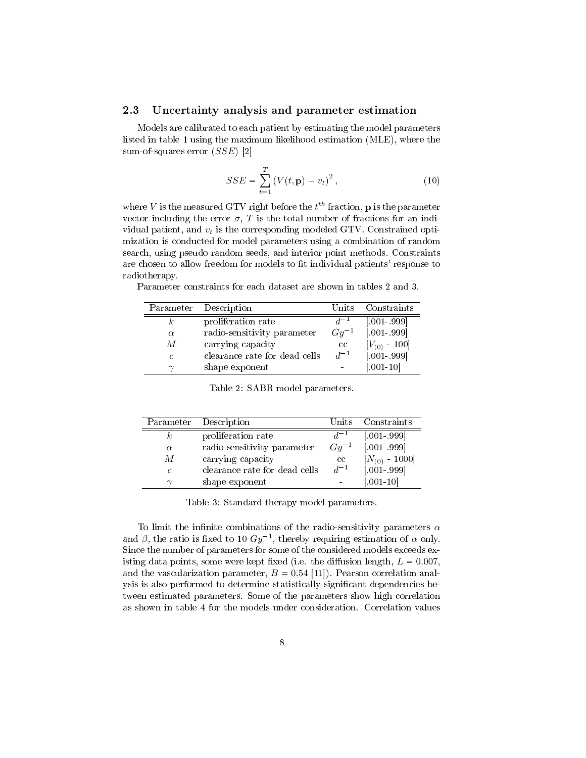### 2.3 Uncertainty analysis and parameter estimation

Models are calibrated to each patient by estimating the model parameters listed in table 1 using the maximum likelihood estimation (MLE), where the sum-of-squares error ($SSE$) [2]

$$SSE = \sum_{t=1}^{T} \left( V(t, \mathbf{p}) - v_t \right)^2, \tag{10}$$

where $V$ is the measured GTV right before the $t^{th}$ fraction, $\mathbf{p}$ is the parameter vector including the error $\sigma$, $T$ is the total number of fractions for an individual patient, and $v_t$ is the corresponding modeled GTV. Constrained optimization is conducted for model parameters using a combination of random search, using pseudo random seeds, and interior point methods. Constraints are chosen to allow freedom for models to fit individual patients' response to radiotherapy.

Parameter constraints for each dataset are shown in tables 2 and 3.

| Parameter | Description | Units | Constraints |
|---|---|---|---|
| $k$ | proliferation rate | $d^{-1}$ | [.001-.999] |
| $\alpha$ | radio-sensitivity parameter | $Gy^{-1}$ | [.001-.999] |
| $M$ | carrying capacity | cc | [$V_{(0)}$ - 100] |
| $c$ | clearance rate for dead cells | $d^{-1}$ | [.001-.999] |
| $\gamma$ | shape exponent | - | [.001-10] |

Table 2: SABR model parameters.

| Parameter | Description | Units | Constraints |
|---|---|---|---|
| $k$ | proliferation rate | $d^{-1}$ | [.001-.999] |
| $\alpha$ | radio-sensitivity parameter | $Gy^{-1}$ | [.001-.999] |
| $M$ | carrying capacity | cc | [$N_{(0)}$ - 1000] |
| $c$ | clearance rate for dead cells | $d^{-1}$ | [.001-.999] |
| $\gamma$ | shape exponent | - | [.001-10] |

Table 3: Standard therapy model parameters.

To limit the infinite combinations of the radio-sensitivity parameters $\alpha$ and $\beta$, the ratio is fixed to 10 $Gy^{-1}$, thereby requiring estimation of $\alpha$ only. Since the number of parameters for some of the considered models exceeds existing data points, some were kept fixed (i.e. the diffusion length, $L = 0.007$, and the vascularization parameter, $B = 0.54$ [11]). Pearson correlation analysis is also performed to determine statistically significant dependencies between estimated parameters. Some of the parameters show high correlation as shown in table 4 for the models under consideration. Correlation values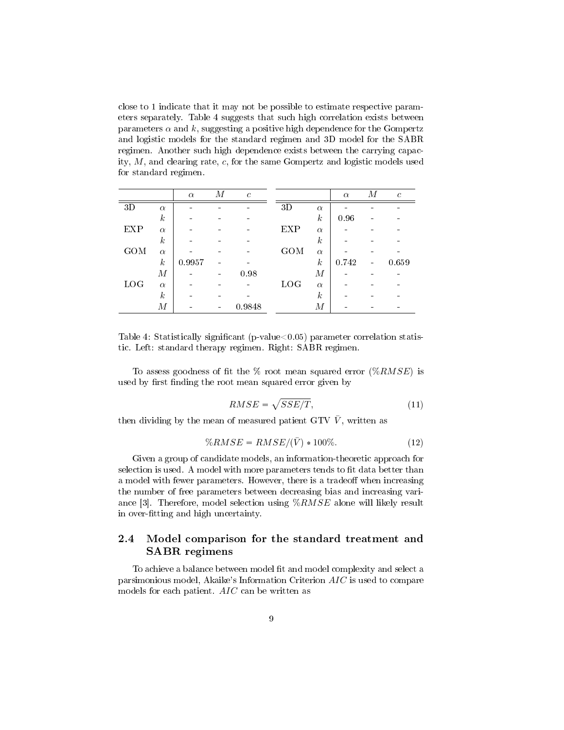close to 1 indicate that it may not be possible to estimate respective parameters separately. Table 4 suggests that such high correlation exists between parameters $\alpha$ and $k$, suggesting a positive high dependence for the Gompertz and logistic models for the standard regimen and 3D model for the SABR regimen. Another such high dependence exists between the carrying capacity, $M$, and clearing rate, $c$, for the same Gompertz and logistic models used for standard regimen.

| | | $\alpha$ | $M$ | $c$ | | | $\alpha$ | $M$ | $c$ |
|---|---|---|---|---|---|---|---|---|---|
| 3D | $\alpha$ | - | - | - | 3D | $\alpha$ | - | - | - |
| | $k$ | - | - | - | | $k$ | 0.96 | - | - |
| EXP | $\alpha$ | - | - | - | EXP | $\alpha$ | - | - | - |
| | $k$ | - | - | - | | $k$ | - | - | - |
| GOM | $\alpha$ | - | - | - | GOM | $\alpha$ | - | - | - |
| | $k$ | 0.9957 | - | - | | $k$ | 0.742 | - | 0.659 |
| | $M$ | - | - | 0.98 | | $M$ | - | - | - |
| LOG | $\alpha$ | - | - | - | LOG | $\alpha$ | - | - | - |
| | $k$ | - | - | - | | $k$ | - | - | - |
| | $M$ | - | - | 0.9848 | | $M$ | - | - | - |

Table 4: Statistically significant (p-value<0.05) parameter correlation statistic. Left: standard therapy regimen. Right: SABR regimen.

To assess goodness of fit the % root mean squared error ($\%RMSE$) is used by first finding the root mean squared error given by

$$RMSE = \sqrt{SSE/T}, \tag{11}$$

then dividing by the mean of measured patient GTV $\bar{V}$, written as

$$\%RMSE = RMSE/(\bar{V}) * 100\%. \tag{12}$$

Given a group of candidate models, an information-theoretic approach for selection is used. A model with more parameters tends to fit data better than a model with fewer parameters. However, there is a tradeoff when increasing the number of free parameters between decreasing bias and increasing variance [3]. Therefore, model selection using $\%RMSE$ alone will likely result in over-fitting and high uncertainty.

## 2.4 Model comparison for the standard treatment and SABR regimens

To achieve a balance between model fit and model complexity and select a parsimonious model, Akaike's Information Criterion $AIC$ is used to compare models for each patient. $AIC$ can be written as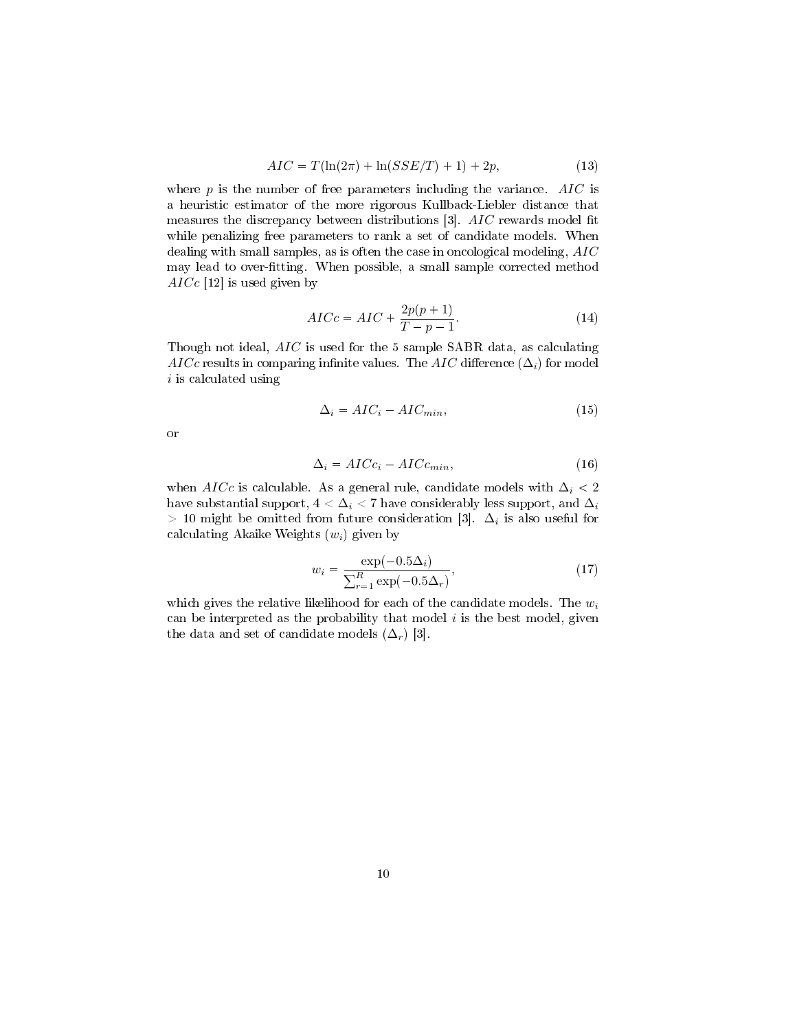$$AIC = T(\ln(2\pi) + \ln(SSE/T) + 1) + 2p, \tag{13}$$

where $p$ is the number of free parameters including the variance. $AIC$ is a heuristic estimator of the more rigorous Kullback-Liebler distance that measures the discrepancy between distributions [3]. $AIC$ rewards model fit while penalizing free parameters to rank a set of candidate models. When dealing with small samples, as is often the case in oncological modeling, $AIC$ may lead to over-fitting. When possible, a small sample corrected method $AICc$ [12] is used given by

$$AICc = AIC + \frac{2p(p+1)}{T-p-1}. \tag{14}$$

Though not ideal, $AIC$ is used for the 5 sample SABR data, as calculating $AICc$ results in comparing infinite values. The $AIC$ difference ($\Delta_i$) for model $i$ is calculated using

$$\Delta_i = AIC_i - AIC_{min}, \tag{15}$$

or

$$\Delta_i = AICc_i - AICc_{min}, \tag{16}$$

when $AICc$ is calculable. As a general rule, candidate models with $\Delta_i < 2$ have substantial support, $4 < \Delta_i < 7$ have considerably less support, and $\Delta_i > 10$ might be omitted from future consideration [3]. $\Delta_i$ is also useful for calculating Akaike Weights ($w_i$) given by

$$w_i = \frac{\exp(-0.5\Delta_i)}{\sum_{r=1}^{R} \exp(-0.5\Delta_r)}, \tag{17}$$

which gives the relative likelihood for each of the candidate models. The $w_i$ can be interpreted as the probability that model $i$ is the best model, given the data and set of candidate models ($\Delta_r$) [3].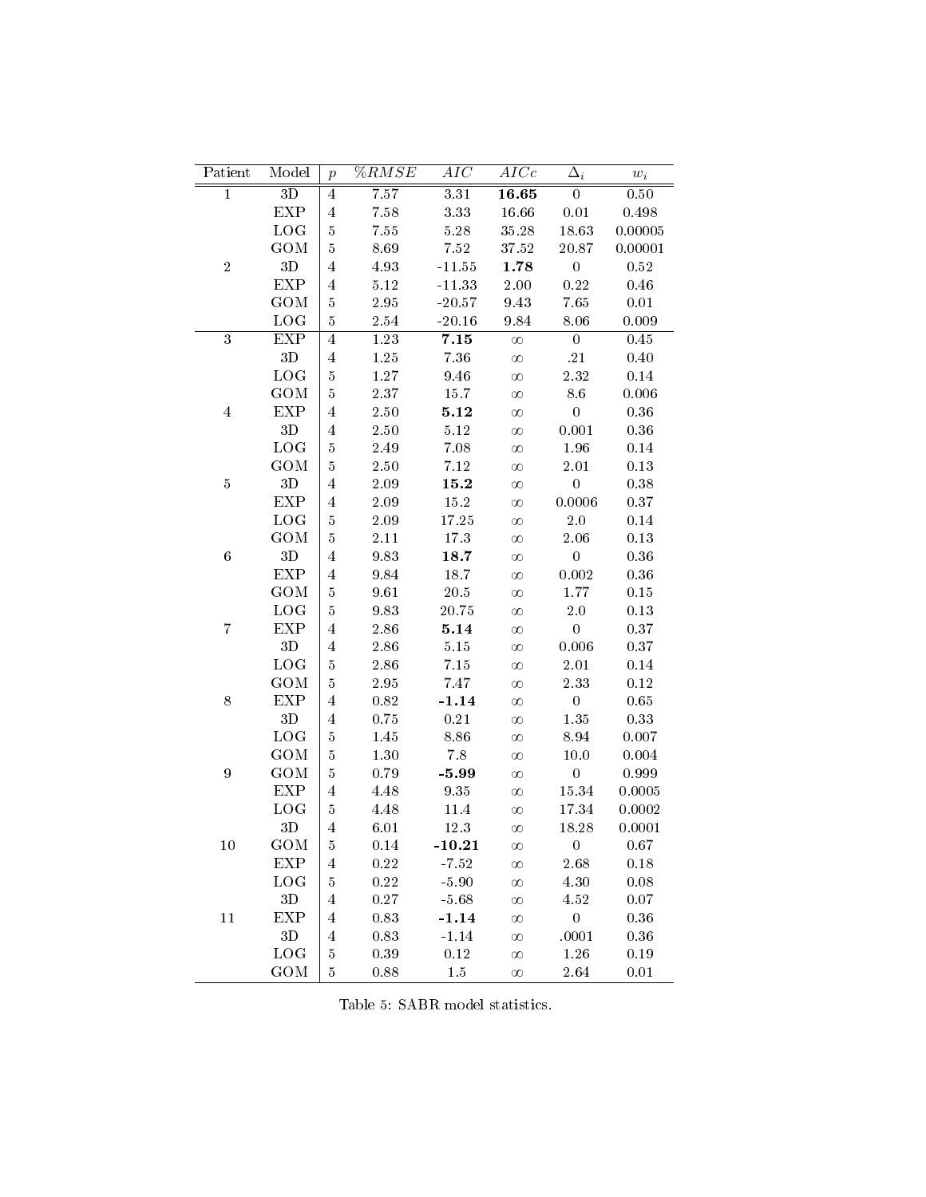| Patient | Model | $p$ | $\%RMSE$ | $AIC$ | $AICc$ | $\Delta_i$ | $w_i$ |
|---|---|---|---|---|---|---|---|
| 1 | 3D | 4 | 7.57 | 3.31 | **16.65** | 0 | 0.50 |
| | EXP | 4 | 7.58 | 3.33 | 16.66 | 0.01 | 0.498 |
| | LOG | 5 | 7.55 | 5.28 | 35.28 | 18.63 | 0.00005 |
| | GOM | 5 | 8.69 | 7.52 | 37.52 | 20.87 | 0.00001 |
| 2 | 3D | 4 | 4.93 | -11.55 | **1.78** | 0 | 0.52 |
| | EXP | 4 | 5.12 | -11.33 | 2.00 | 0.22 | 0.46 |
| | GOM | 5 | 2.95 | -20.57 | 9.43 | 7.65 | 0.01 |
| | LOG | 5 | 2.54 | -20.16 | 9.84 | 8.06 | 0.009 |
| 3 | EXP | 4 | 1.23 | **7.15** | $\infty$ | 0 | 0.45 |
| | 3D | 4 | 1.25 | 7.36 | $\infty$ | .21 | 0.40 |
| | LOG | 5 | 1.27 | 9.46 | $\infty$ | 2.32 | 0.14 |
| | GOM | 5 | 2.37 | 15.7 | $\infty$ | 8.6 | 0.006 |
| 4 | EXP | 4 | 2.50 | **5.12** | $\infty$ | 0 | 0.36 |
| | 3D | 4 | 2.50 | 5.12 | $\infty$ | 0.001 | 0.36 |
| | LOG | 5 | 2.49 | 7.08 | $\infty$ | 1.96 | 0.14 |
| | GOM | 5 | 2.50 | 7.12 | $\infty$ | 2.01 | 0.13 |
| 5 | 3D | 4 | 2.09 | **15.2** | $\infty$ | 0 | 0.38 |
| | EXP | 4 | 2.09 | 15.2 | $\infty$ | 0.0006 | 0.37 |
| | LOG | 5 | 2.09 | 17.25 | $\infty$ | 2.0 | 0.14 |
| | GOM | 5 | 2.11 | 17.3 | $\infty$ | 2.06 | 0.13 |
| 6 | 3D | 4 | 9.83 | **18.7** | $\infty$ | 0 | 0.36 |
| | EXP | 4 | 9.84 | 18.7 | $\infty$ | 0.002 | 0.36 |
| | GOM | 5 | 9.61 | 20.5 | $\infty$ | 1.77 | 0.15 |
| | LOG | 5 | 9.83 | 20.75 | $\infty$ | 2.0 | 0.13 |
| 7 | EXP | 4 | 2.86 | **5.14** | $\infty$ | 0 | 0.37 |
| | 3D | 4 | 2.86 | 5.15 | $\infty$ | 0.006 | 0.37 |
| | LOG | 5 | 2.86 | 7.15 | $\infty$ | 2.01 | 0.14 |
| | GOM | 5 | 2.95 | 7.47 | $\infty$ | 2.33 | 0.12 |
| 8 | EXP | 4 | 0.82 | **-1.14** | $\infty$ | 0 | 0.65 |
| | 3D | 4 | 0.75 | 0.21 | $\infty$ | 1.35 | 0.33 |
| | LOG | 5 | 1.45 | 8.86 | $\infty$ | 8.94 | 0.007 |
| | GOM | 5 | 1.30 | 7.8 | $\infty$ | 10.0 | 0.004 |
| 9 | GOM | 5 | 0.79 | **-5.99** | $\infty$ | 0 | 0.999 |
| | EXP | 4 | 4.48 | 9.35 | $\infty$ | 15.34 | 0.0005 |
| | LOG | 5 | 4.48 | 11.4 | $\infty$ | 17.34 | 0.0002 |
| | 3D | 4 | 6.01 | 12.3 | $\infty$ | 18.28 | 0.0001 |
| 10 | GOM | 5 | 0.14 | **-10.21** | $\infty$ | 0 | 0.67 |
| | EXP | 4 | 0.22 | -7.52 | $\infty$ | 2.68 | 0.18 |
| | LOG | 5 | 0.22 | -5.90 | $\infty$ | 4.30 | 0.08 |
| | 3D | 4 | 0.27 | -5.68 | $\infty$ | 4.52 | 0.07 |
| 11 | EXP | 4 | 0.83 | **-1.14** | $\infty$ | 0 | 0.36 |
| | 3D | 4 | 0.83 | -1.14 | $\infty$ | .0001 | 0.36 |
| | LOG | 5 | 0.39 | 0.12 | $\infty$ | 1.26 | 0.19 |
| | GOM | 5 | 0.88 | 1.5 | $\infty$ | 2.64 | 0.01 |

Table 5: SABR model statistics.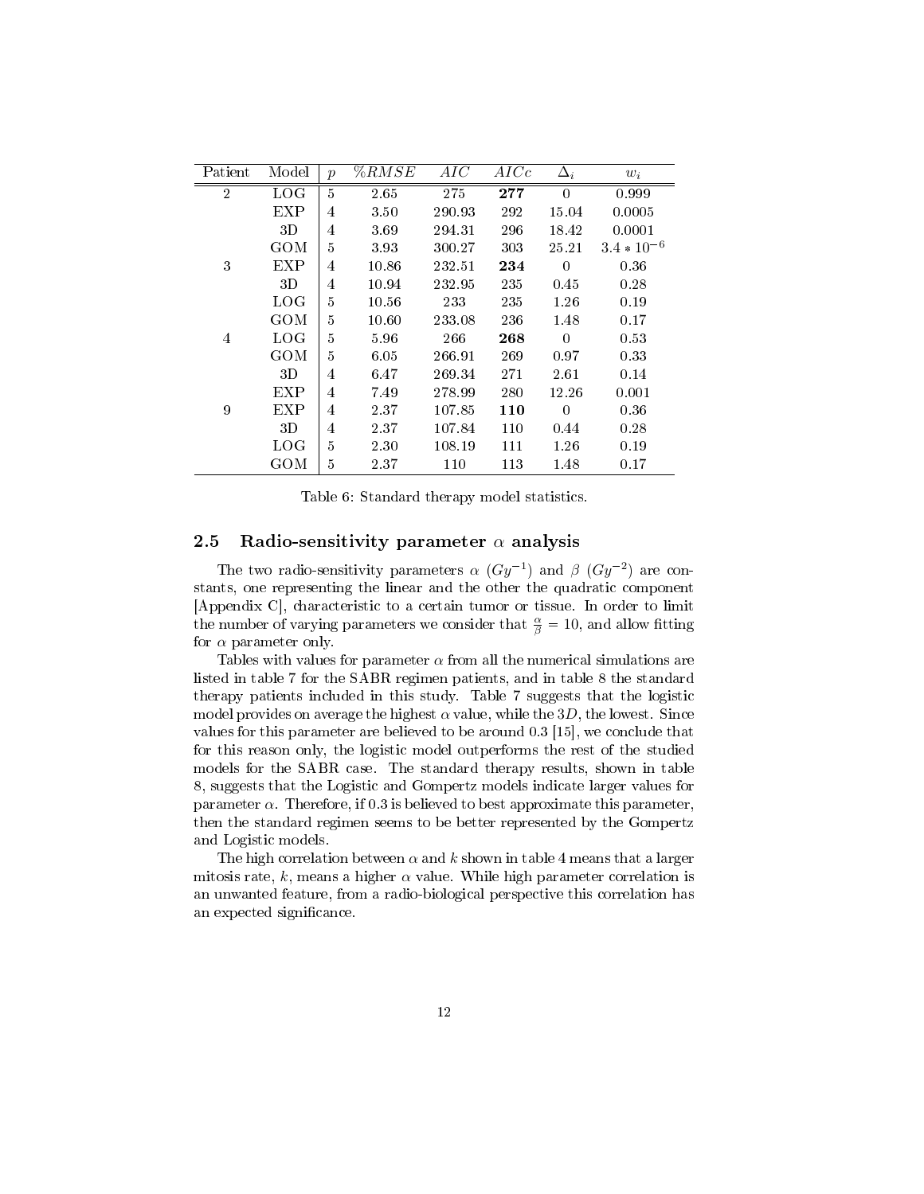| Patient | Model | $p$ | $\%RMSE$ | $AIC$ | $AICc$ | $\Delta_i$ | $w_i$ |
|---|---|---|---|---|---|---|---|
| 2 | LOG | 5 | 2.65 | 275 | **277** | 0 | 0.999 |
| | EXP | 4 | 3.50 | 290.93 | 292 | 15.04 | 0.0005 |
| | 3D | 4 | 3.69 | 294.31 | 296 | 18.42 | 0.0001 |
| | GOM | 5 | 3.93 | 300.27 | 303 | 25.21 | $3.4 * 10^{-6}$ |
| 3 | EXP | 4 | 10.86 | 232.51 | **234** | 0 | 0.36 |
| | 3D | 4 | 10.94 | 232.95 | 235 | 0.45 | 0.28 |
| | LOG | 5 | 10.56 | 233 | 235 | 1.26 | 0.19 |
| | GOM | 5 | 10.60 | 233.08 | 236 | 1.48 | 0.17 |
| 4 | LOG | 5 | 5.96 | 266 | **268** | 0 | 0.53 |
| | GOM | 5 | 6.05 | 266.91 | 269 | 0.97 | 0.33 |
| | 3D | 4 | 6.47 | 269.34 | 271 | 2.61 | 0.14 |
| | EXP | 4 | 7.49 | 278.99 | 280 | 12.26 | 0.001 |
| 9 | EXP | 4 | 2.37 | 107.85 | **110** | 0 | 0.36 |
| | 3D | 4 | 2.37 | 107.84 | 110 | 0.44 | 0.28 |
| | LOG | 5 | 2.30 | 108.19 | 111 | 1.26 | 0.19 |
| | GOM | 5 | 2.37 | 110 | 113 | 1.48 | 0.17 |

Table 6: Standard therapy model statistics.

## 2.5 Radio-sensitivity parameter $\alpha$ analysis

The two radio-sensitivity parameters $\alpha$ ($Gy^{-1}$) and $\beta$ ($Gy^{-2}$) are constants, one representing the linear and the other the quadratic component [Appendix C], characteristic to a certain tumor or tissue. In order to limit the number of varying parameters we consider that $\frac{\alpha}{\beta} = 10$, and allow fitting for $\alpha$ parameter only.

Tables with values for parameter $\alpha$ from all the numerical simulations are listed in table 7 for the SABR regimen patients, and in table 8 the standard therapy patients included in this study. Table 7 suggests that the logistic model provides on average the highest $\alpha$ value, while the $3D$, the lowest. Since values for this parameter are believed to be around 0.3 [15], we conclude that for this reason only, the logistic model outperforms the rest of the studied models for the SABR case. The standard therapy results, shown in table 8, suggests that the Logistic and Gompertz models indicate larger values for parameter $\alpha$. Therefore, if 0.3 is believed to best approximate this parameter, then the standard regimen seems to be better represented by the Gompertz and Logistic models.

The high correlation between $\alpha$ and $k$ shown in table 4 means that a larger mitosis rate, $k$, means a higher $\alpha$ value. While high parameter correlation is an unwanted feature, from a radio-biological perspective this correlation has an expected significance.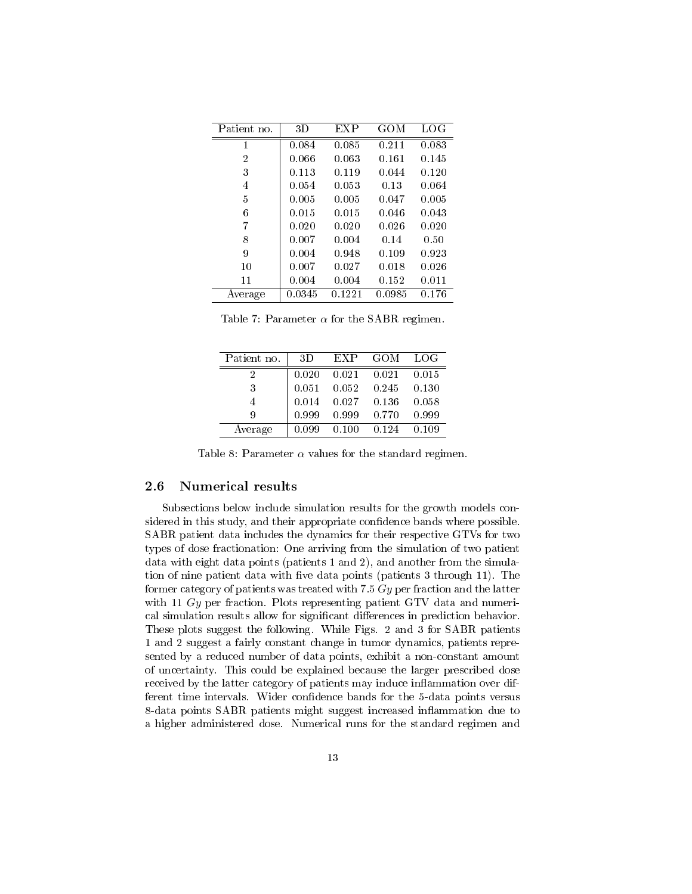| Patient no. | 3D | EXP | GOM | LOG |
|---|---|---|---|---|
| 1 | 0.084 | 0.085 | 0.211 | 0.083 |
| 2 | 0.066 | 0.063 | 0.161 | 0.145 |
| 3 | 0.113 | 0.119 | 0.044 | 0.120 |
| 4 | 0.054 | 0.053 | 0.13 | 0.064 |
| 5 | 0.005 | 0.005 | 0.047 | 0.005 |
| 6 | 0.015 | 0.015 | 0.046 | 0.043 |
| 7 | 0.020 | 0.020 | 0.026 | 0.020 |
| 8 | 0.007 | 0.004 | 0.14 | 0.50 |
| 9 | 0.004 | 0.948 | 0.109 | 0.923 |
| 10 | 0.007 | 0.027 | 0.018 | 0.026 |
| 11 | 0.004 | 0.004 | 0.152 | 0.011 |
| Average | 0.0345 | 0.1221 | 0.0985 | 0.176 |

Table 7: Parameter $\alpha$ for the SABR regimen.

| Patient no. | 3D | EXP | GOM | LOG |
|---|---|---|---|---|
| 2 | 0.020 | 0.021 | 0.021 | 0.015 |
| 3 | 0.051 | 0.052 | 0.245 | 0.130 |
| 4 | 0.014 | 0.027 | 0.136 | 0.058 |
| 9 | 0.999 | 0.999 | 0.770 | 0.999 |
| Average | 0.099 | 0.100 | 0.124 | 0.109 |

Table 8: Parameter $\alpha$ values for the standard regimen.

### 2.6 Numerical results

Subsections below include simulation results for the growth models considered in this study, and their appropriate confidence bands where possible. SABR patient data includes the dynamics for their respective GTVs for two types of dose fractionation: One arriving from the simulation of two patient data with eight data points (patients 1 and 2), and another from the simulation of nine patient data with five data points (patients 3 through 11). The former category of patients was treated with 7.5 $Gy$ per fraction and the latter with 11 $Gy$ per fraction. Plots representing patient GTV data and numerical simulation results allow for significant differences in prediction behavior. These plots suggest the following. While Figs. 2 and 3 for SABR patients 1 and 2 suggest a fairly constant change in tumor dynamics, patients represented by a reduced number of data points, exhibit a non-constant amount of uncertainty. This could be explained because the larger prescribed dose received by the latter category of patients may induce inflammation over different time intervals. Wider confidence bands for the 5-data points versus 8-data points SABR patients might suggest increased inflammation due to a higher administered dose. Numerical runs for the standard regimen and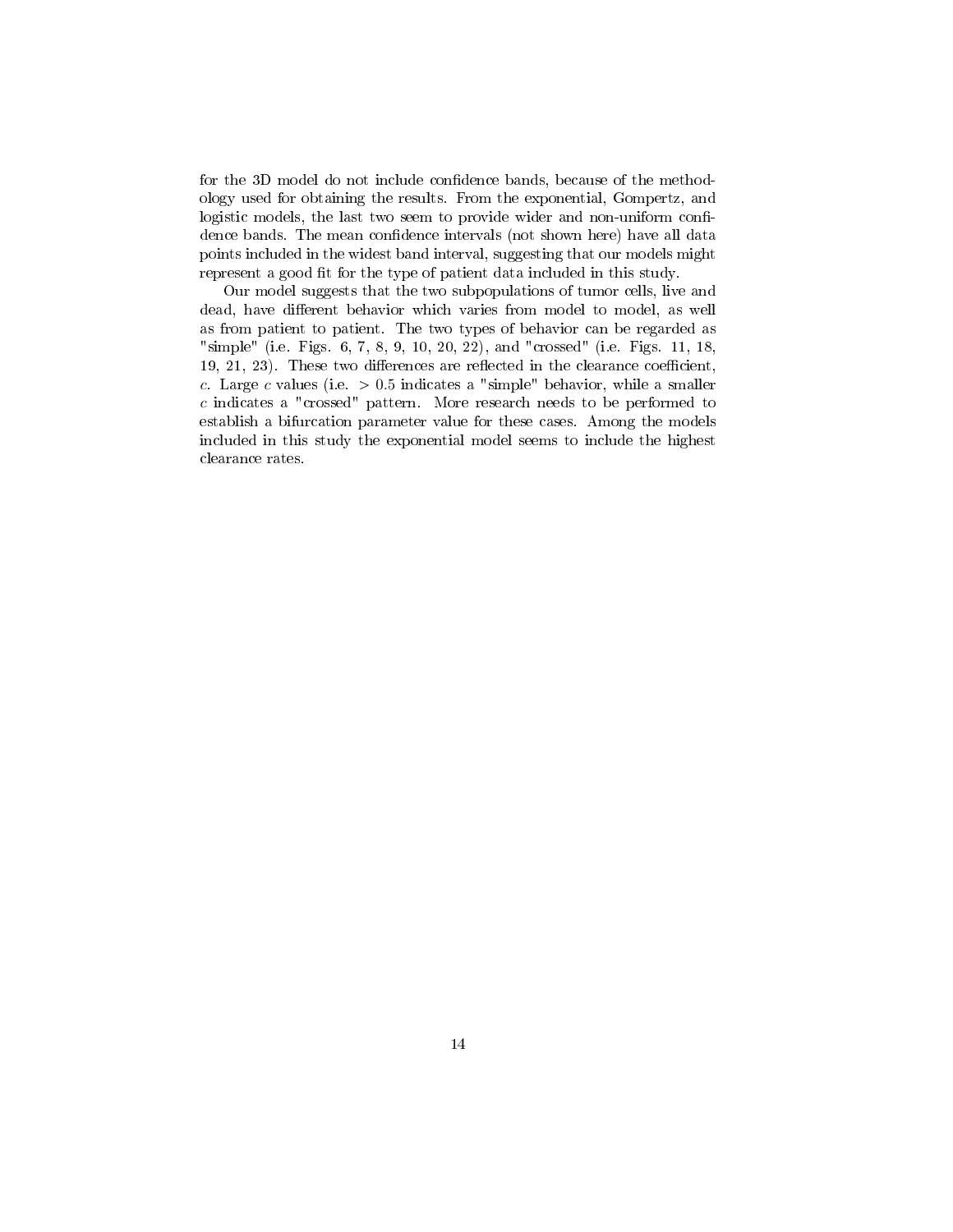for the 3D model do not include confidence bands, because of the methodology used for obtaining the results. From the exponential, Gompertz, and logistic models, the last two seem to provide wider and non-uniform confidence bands. The mean confidence intervals (not shown here) have all data points included in the widest band interval, suggesting that our models might represent a good fit for the type of patient data included in this study.

Our model suggests that the two subpopulations of tumor cells, live and dead, have different behavior which varies from model to model, as well as from patient to patient. The two types of behavior can be regarded as "simple" (i.e. Figs. 6, 7, 8, 9, 10, 20, 22), and "crossed" (i.e. Figs. 11, 18, 19, 21, 23). These two differences are reflected in the clearance coefficient, $c$. Large $c$ values (i.e. $> 0.5$ indicates a "simple" behavior, while a smaller $c$ indicates a "crossed" pattern. More research needs to be performed to establish a bifurcation parameter value for these cases. Among the models included in this study the exponential model seems to include the highest clearance rates.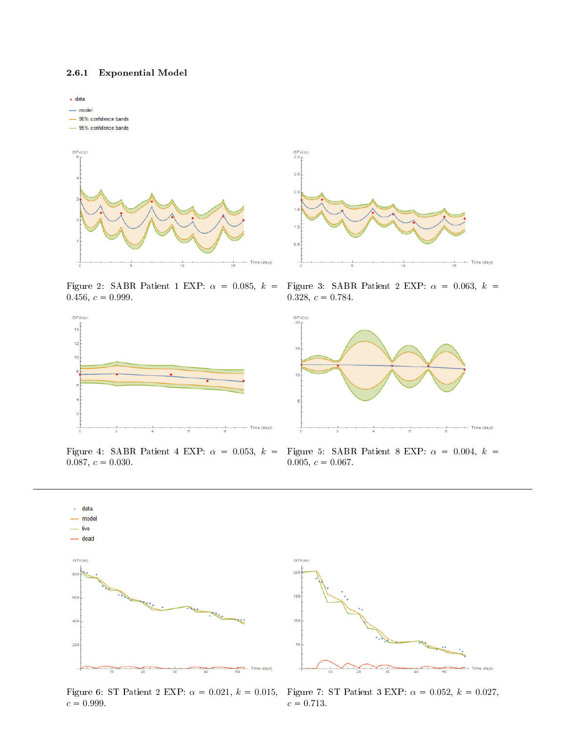### 2.6.1 Exponential Model

Figure 2: SABR Patient 1 EXP: $\alpha = 0.085$, $k = 0.456$, $c = 0.999$.

Figure 3: SABR Patient 2 EXP: $\alpha = 0.063$, $k = 0.328$, $c = 0.784$.

Figure 4: SABR Patient 4 EXP: $\alpha = 0.053$, $k = 0.087$, $c = 0.030$.

Figure 5: SABR Patient 8 EXP: $\alpha = 0.004$, $k = 0.005$, $c = 0.067$.

---

Figure 6: ST Patient 2 EXP: $\alpha = 0.021$, $k = 0.015$, $c = 0.999$.

Figure 7: ST Patient 3 EXP: $\alpha = 0.052$, $k = 0.027$, $c = 0.713$.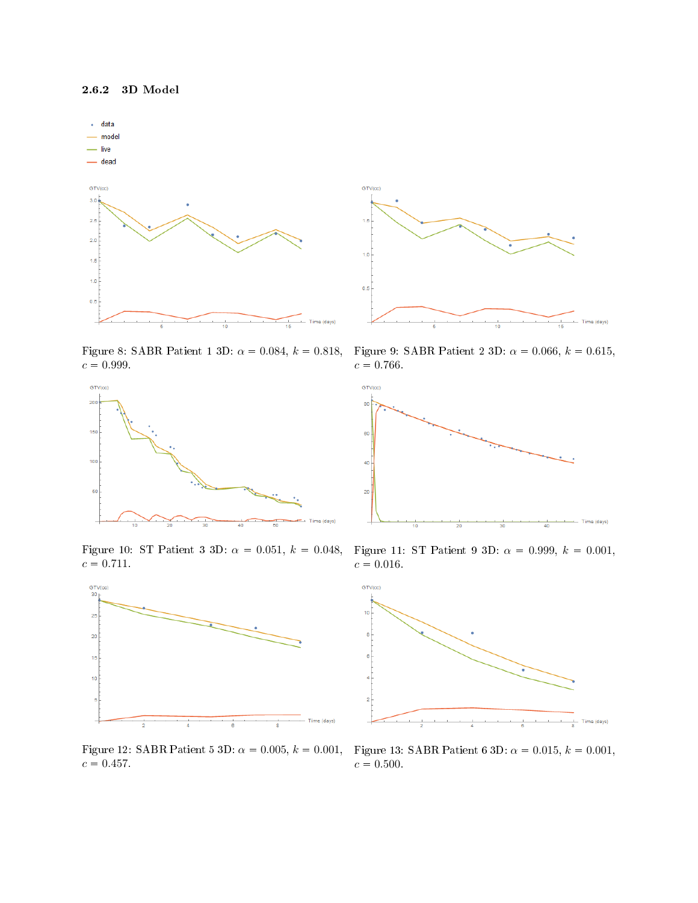### 2.6.2 3D Model

Figure 8: SABR Patient 1 3D: $\alpha = 0.084$, $k = 0.818$, $c = 0.999$.

Figure 9: SABR Patient 2 3D: $\alpha = 0.066$, $k = 0.615$, $c = 0.766$.

Figure 10: ST Patient 3 3D: $\alpha = 0.051$, $k = 0.048$, $c = 0.711$.

Figure 11: ST Patient 9 3D: $\alpha = 0.999$, $k = 0.001$, $c = 0.016$.

Figure 12: SABR Patient 5 3D: $\alpha = 0.005$, $k = 0.001$, $c = 0.457$.

Figure 13: SABR Patient 6 3D: $\alpha = 0.015$, $k = 0.001$, $c = 0.500$.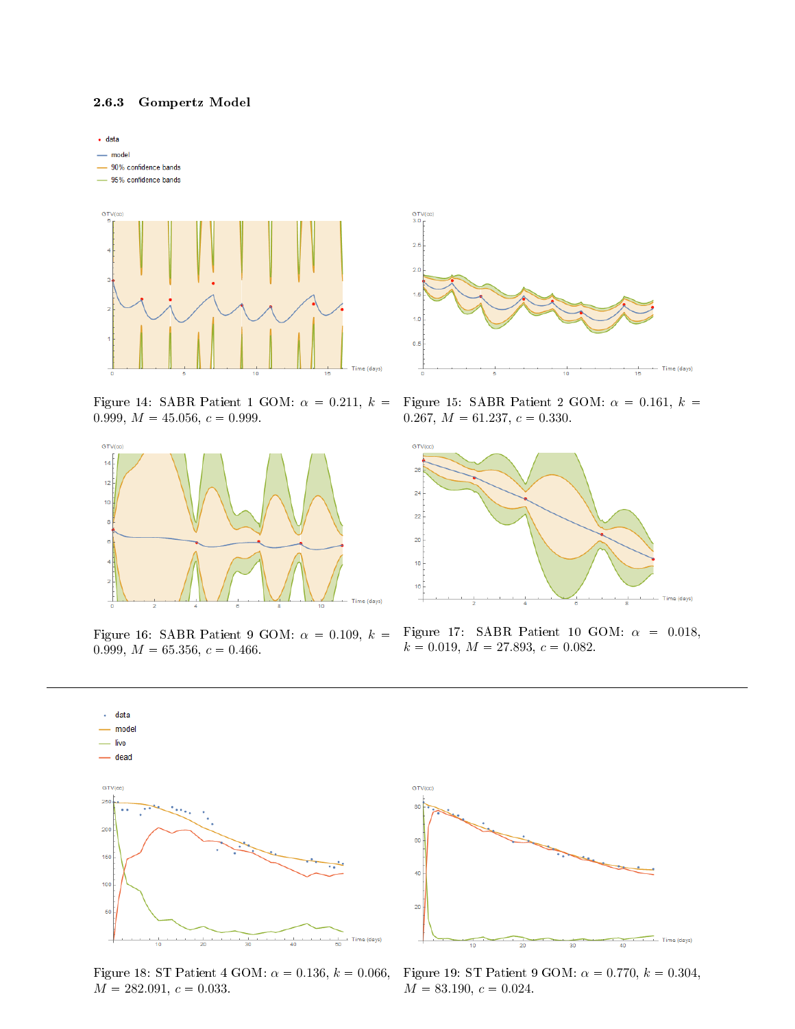### 2.6.3 Gompertz Model

Figure 14: SABR Patient 1 GOM: $\alpha = 0.211$, $k = 0.999$, $M = 45.056$, $c = 0.999$.

Figure 15: SABR Patient 2 GOM: $\alpha = 0.161$, $k = 0.267$, $M = 61.237$, $c = 0.330$.

Figure 16: SABR Patient 9 GOM: $\alpha = 0.109$, $k = 0.999$, $M = 65.356$, $c = 0.466$.

Figure 17: SABR Patient 10 GOM: $\alpha = 0.018$, $k = 0.019$, $M = 27.893$, $c = 0.082$.

---

Figure 18: ST Patient 4 GOM: $\alpha = 0.136$, $k = 0.066$, $M = 282.091$, $c = 0.033$.

Figure 19: ST Patient 9 GOM: $\alpha = 0.770$, $k = 0.304$, $M = 83.190$, $c = 0.024$.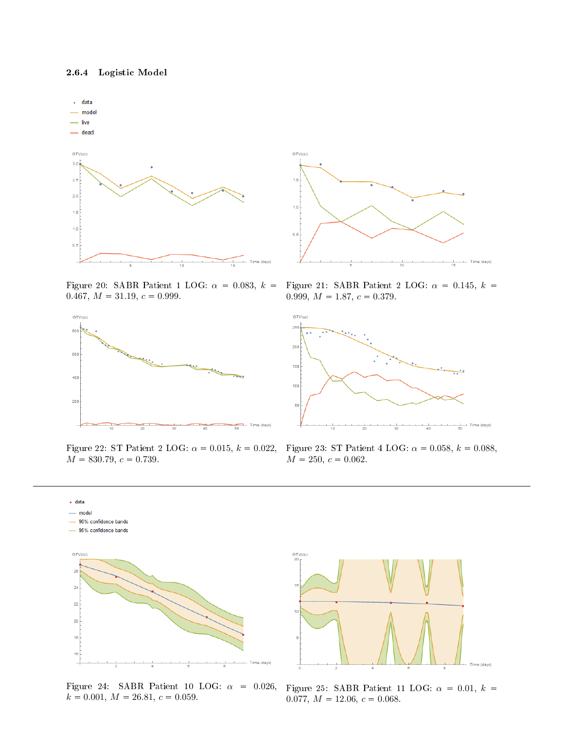### 2.6.4 Logistic Model

Figure 20: SABR Patient 1 LOG: $\alpha$ = 0.083, $k$ = 0.467, $M$ = 31.19, $c$ = 0.999.

Figure 21: SABR Patient 2 LOG: $\alpha$ = 0.145, $k$ = 0.999, $M$ = 1.87, $c$ = 0.379.

Figure 22: ST Patient 2 LOG: $\alpha$ = 0.015, $k$ = 0.022, $M$ = 830.79, $c$ = 0.739.

Figure 23: ST Patient 4 LOG: $\alpha$ = 0.058, $k$ = 0.088, $M$ = 250, $c$ = 0.062.

---

Figure 24: SABR Patient 10 LOG: $\alpha$ = 0.026, $k$ = 0.001, $M$ = 26.81, $c$ = 0.059.

Figure 25: SABR Patient 11 LOG: $\alpha$ = 0.01, $k$ = 0.077, $M$ = 12.06, $c$ = 0.068.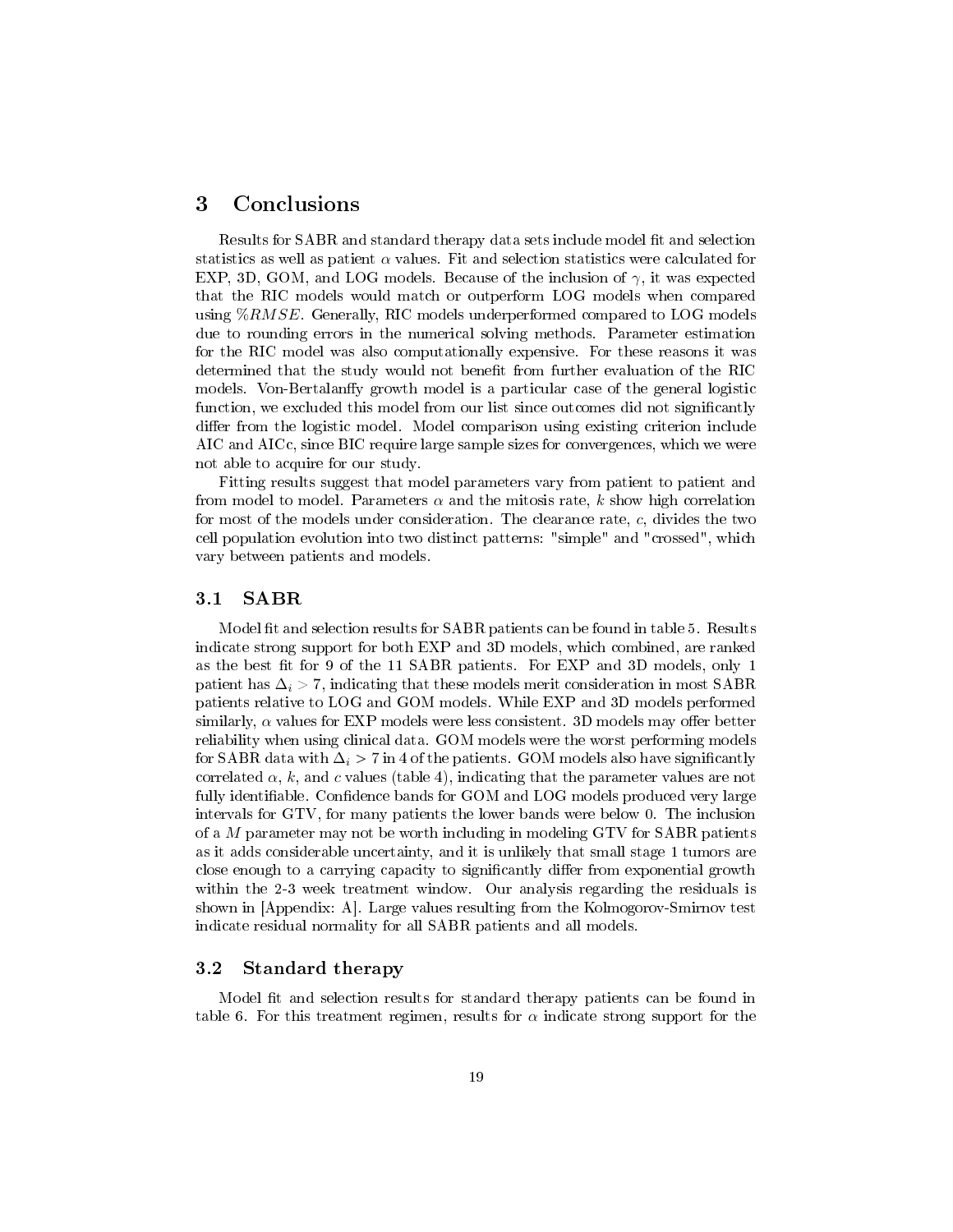## 3 Conclusions

Results for SABR and standard therapy data sets include model fit and selection statistics as well as patient $\alpha$ values. Fit and selection statistics were calculated for EXP, 3D, GOM, and LOG models. Because of the inclusion of $\gamma$, it was expected that the RIC models would match or outperform LOG models when compared using $\%RMSE$. Generally, RIC models underperformed compared to LOG models due to rounding errors in the numerical solving methods. Parameter estimation for the RIC model was also computationally expensive. For these reasons it was determined that the study would not benefit from further evaluation of the RIC models. Von-Bertalanffy growth model is a particular case of the general logistic function, we excluded this model from our list since outcomes did not significantly differ from the logistic model. Model comparison using existing criterion include AIC and AICc, since BIC require large sample sizes for convergences, which we were not able to acquire for our study.

Fitting results suggest that model parameters vary from patient to patient and from model to model. Parameters $\alpha$ and the mitosis rate, $k$ show high correlation for most of the models under consideration. The clearance rate, $c$, divides the two cell population evolution into two distinct patterns: "simple" and "crossed", which vary between patients and models.

### 3.1 SABR

Model fit and selection results for SABR patients can be found in table 5. Results indicate strong support for both EXP and 3D models, which combined, are ranked as the best fit for 9 of the 11 SABR patients. For EXP and 3D models, only 1 patient has $\Delta_i > 7$, indicating that these models merit consideration in most SABR patients relative to LOG and GOM models. While EXP and 3D models performed similarly, $\alpha$ values for EXP models were less consistent. 3D models may offer better reliability when using clinical data. GOM models were the worst performing models for SABR data with $\Delta_i > 7$ in 4 of the patients. GOM models also have significantly correlated $\alpha$, $k$, and $c$ values (table 4), indicating that the parameter values are not fully identifiable. Confidence bands for GOM and LOG models produced very large intervals for GTV, for many patients the lower bands were below 0. The inclusion of a $M$ parameter may not be worth including in modeling GTV for SABR patients as it adds considerable uncertainty, and it is unlikely that small stage 1 tumors are close enough to a carrying capacity to significantly differ from exponential growth within the 2-3 week treatment window. Our analysis regarding the residuals is shown in [Appendix: A]. Large values resulting from the Kolmogorov-Smirnov test indicate residual normality for all SABR patients and all models.

### 3.2 Standard therapy

Model fit and selection results for standard therapy patients can be found in table 6. For this treatment regimen, results for $\alpha$ indicate strong support for the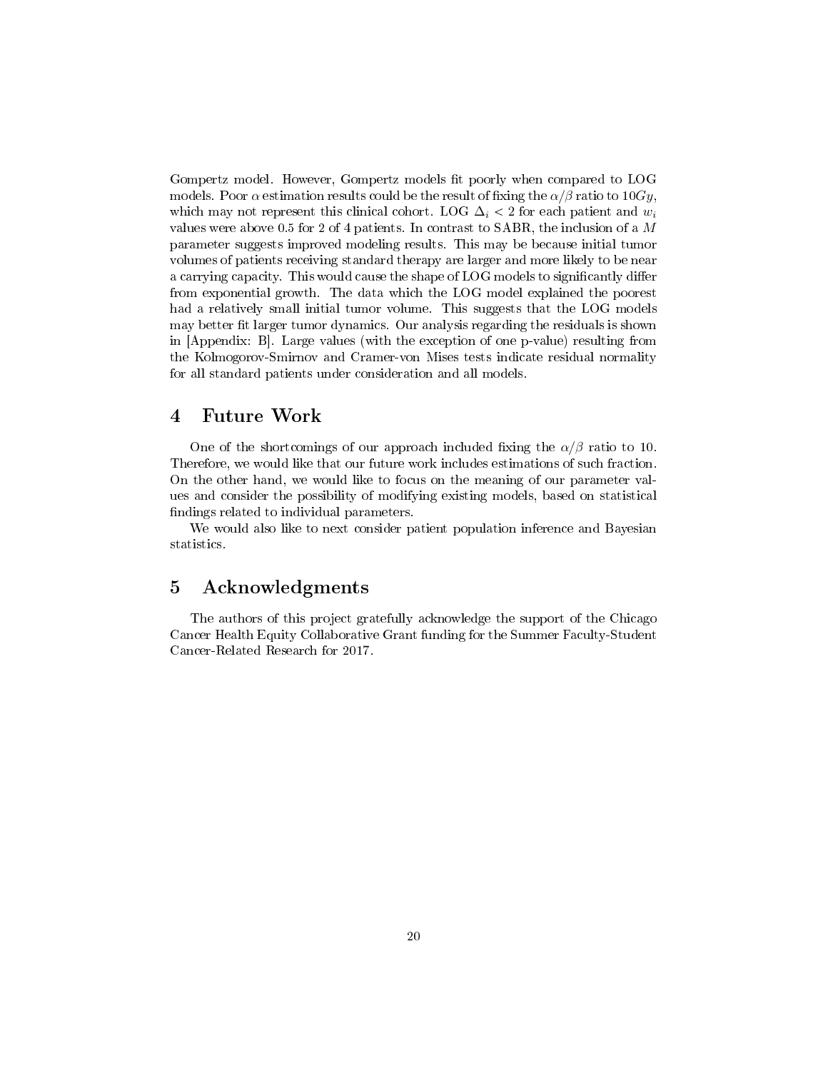Gompertz model. However, Gompertz models fit poorly when compared to LOG models. Poor $\alpha$ estimation results could be the result of fixing the $\alpha/\beta$ ratio to $10Gy$, which may not represent this clinical cohort. LOG $\Delta_i < 2$ for each patient and $w_i$ values were above 0.5 for 2 of 4 patients. In contrast to SABR, the inclusion of a $M$ parameter suggests improved modeling results. This may be because initial tumor volumes of patients receiving standard therapy are larger and more likely to be near a carrying capacity. This would cause the shape of LOG models to significantly differ from exponential growth. The data which the LOG model explained the poorest had a relatively small initial tumor volume. This suggests that the LOG models may better fit larger tumor dynamics. Our analysis regarding the residuals is shown in [Appendix: B]. Large values (with the exception of one p-value) resulting from the Kolmogorov-Smirnov and Cramer-von Mises tests indicate residual normality for all standard patients under consideration and all models.

## 4 Future Work

One of the shortcomings of our approach included fixing the $\alpha/\beta$ ratio to 10. Therefore, we would like that our future work includes estimations of such fraction. On the other hand, we would like to focus on the meaning of our parameter values and consider the possibility of modifying existing models, based on statistical findings related to individual parameters.

We would also like to next consider patient population inference and Bayesian statistics.

## 5 Acknowledgments

The authors of this project gratefully acknowledge the support of the Chicago Cancer Health Equity Collaborative Grant funding for the Summer Faculty-Student Cancer-Related Research for 2017.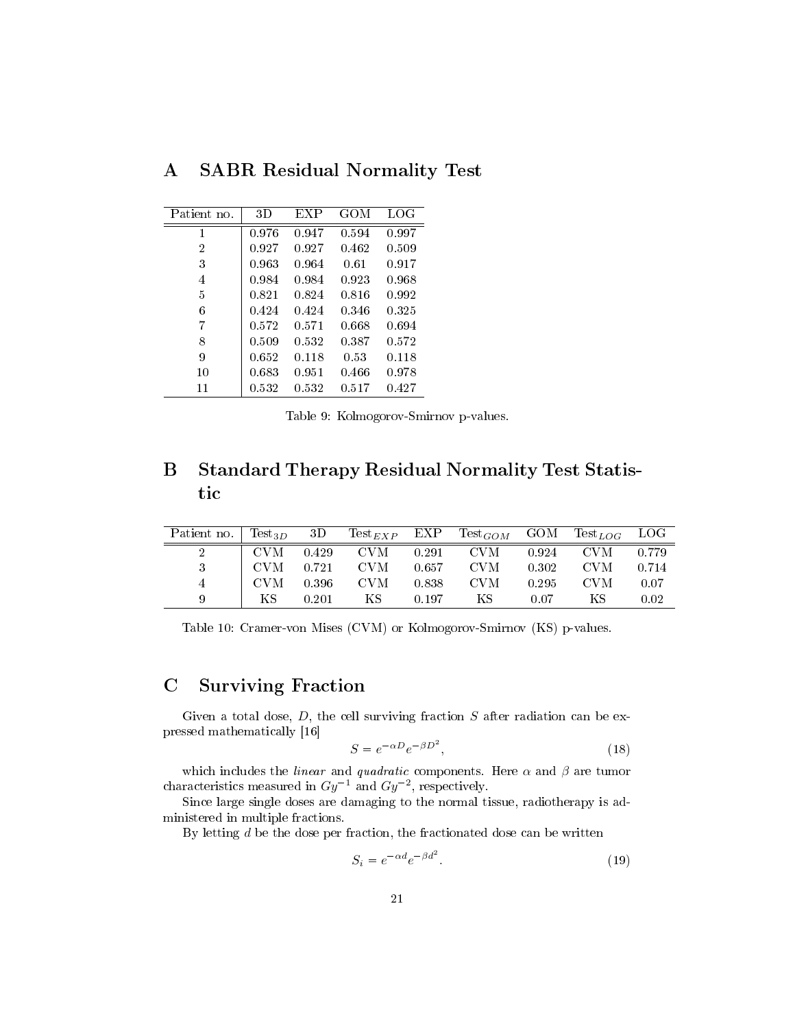# A SABR Residual Normality Test

| Patient no. | 3D | EXP | GOM | LOG |
|---|---|---|---|---|
| 1 | 0.976 | 0.947 | 0.594 | 0.997 |
| 2 | 0.927 | 0.927 | 0.462 | 0.509 |
| 3 | 0.963 | 0.964 | 0.61 | 0.917 |
| 4 | 0.984 | 0.984 | 0.923 | 0.968 |
| 5 | 0.821 | 0.824 | 0.816 | 0.992 |
| 6 | 0.424 | 0.424 | 0.346 | 0.325 |
| 7 | 0.572 | 0.571 | 0.668 | 0.694 |
| 8 | 0.509 | 0.532 | 0.387 | 0.572 |
| 9 | 0.652 | 0.118 | 0.53 | 0.118 |
| 10 | 0.683 | 0.951 | 0.466 | 0.978 |
| 11 | 0.532 | 0.532 | 0.517 | 0.427 |

Table 9: Kolmogorov-Smirnov p-values.

# B Standard Therapy Residual Normality Test Statistic

| Patient no. | $\text{Test}_{3D}$ | 3D | $\text{Test}_{EXP}$ | EXP | $\text{Test}_{GOM}$ | GOM | $\text{Test}_{LOG}$ | LOG |
|---|---|---|---|---|---|---|---|---|
| 2 | CVM | 0.429 | CVM | 0.291 | CVM | 0.924 | CVM | 0.779 |
| 3 | CVM | 0.721 | CVM | 0.657 | CVM | 0.302 | CVM | 0.714 |
| 4 | CVM | 0.396 | CVM | 0.838 | CVM | 0.295 | CVM | 0.07 |
| 9 | KS | 0.201 | KS | 0.197 | KS | 0.07 | KS | 0.02 |

Table 10: Cramer-von Mises (CVM) or Kolmogorov-Smirnov (KS) p-values.

# C Surviving Fraction

Given a total dose, $D$, the cell surviving fraction $S$ after radiation can be expressed mathematically [16]

$$S = e^{-\alpha D} e^{-\beta D^2}, \tag{18}$$

which includes the *linear* and *quadratic* components. Here $\alpha$ and $\beta$ are tumor characteristics measured in $Gy^{-1}$ and $Gy^{-2}$, respectively.

Since large single doses are damaging to the normal tissue, radiotherapy is administered in multiple fractions.

By letting $d$ be the dose per fraction, the fractionated dose can be written

$$S_i = e^{-\alpha d} e^{-\beta d^2}. \tag{19}$$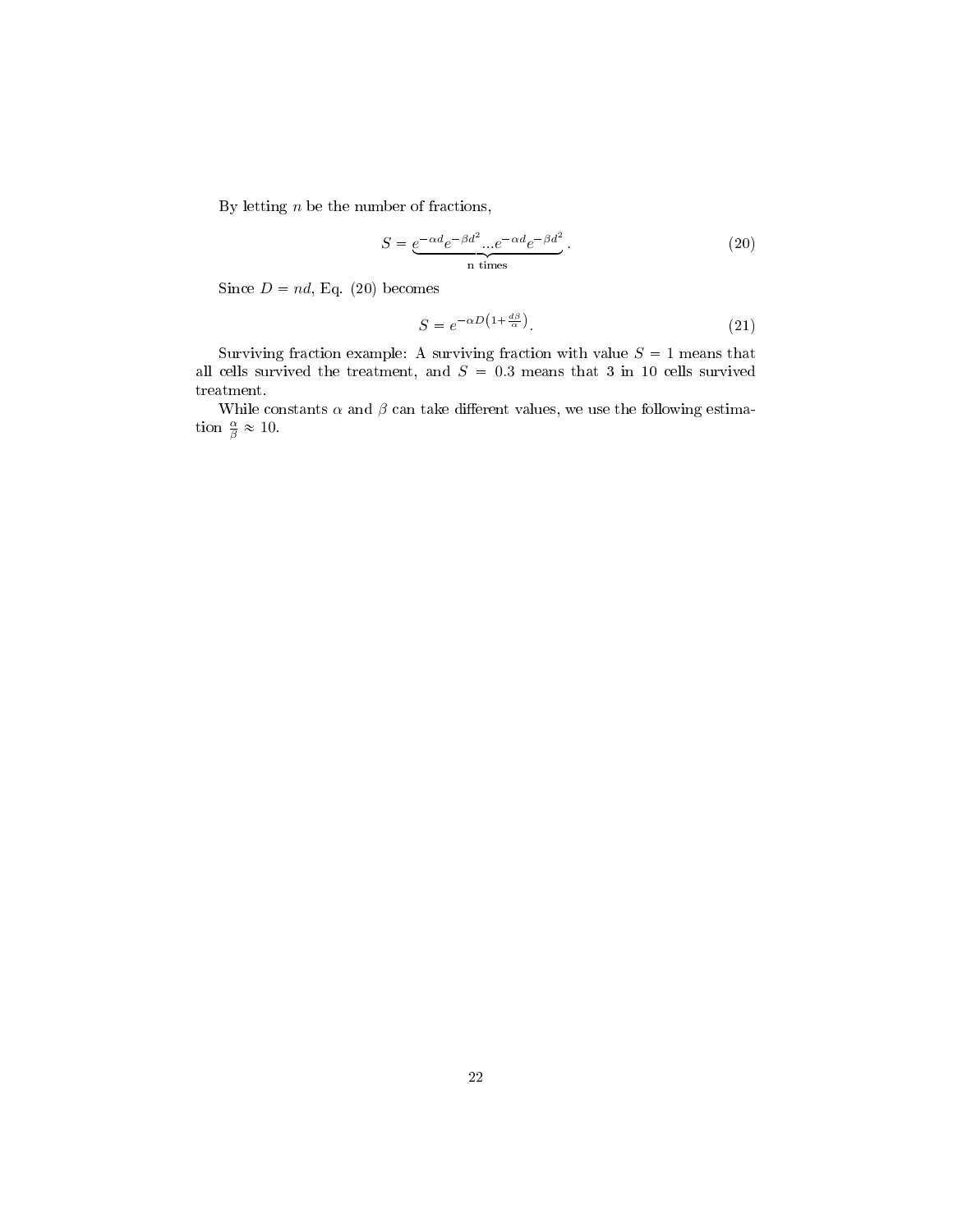By letting $n$ be the number of fractions,

$$S = \underbrace{e^{-\alpha d} e^{-\beta d^2} ... e^{-\alpha d} e^{-\beta d^2}}_{\text{n times}}. \tag{20}$$

Since $D = nd$, Eq. (20) becomes

$$S = e^{-\alpha D \left(1 + \frac{d\beta}{\alpha}\right)}. \tag{21}$$

Surviving fraction example: A surviving fraction with value $S = 1$ means that all cells survived the treatment, and $S = 0.3$ means that 3 in 10 cells survived treatment.

While constants $\alpha$ and $\beta$ can take different values, we use the following estimation $\frac{\alpha}{\beta} \approx 10$.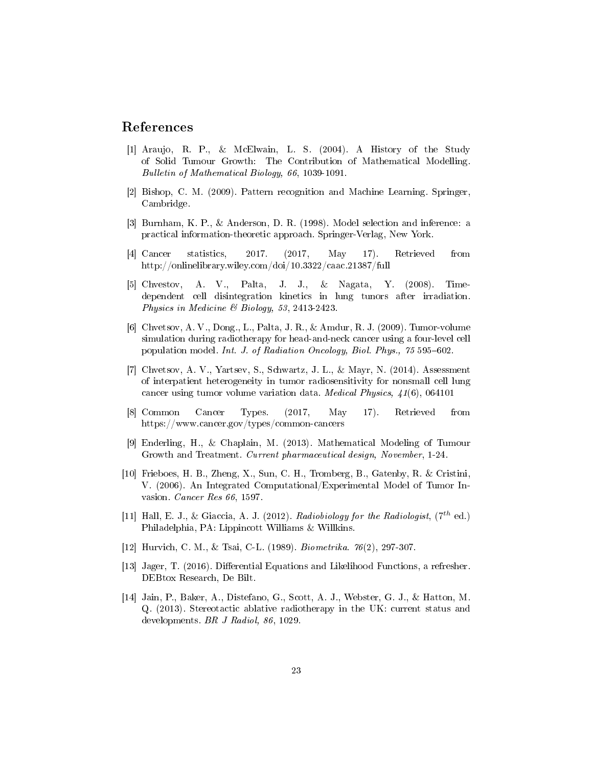## References

[1] Araujo, R. P., & McElwain, L. S. (2004). A History of the Study of Solid Tumour Growth: The Contribution of Mathematical Modelling. *Bulletin of Mathematical Biology, 66*, 1039-1091.

[2] Bishop, C. M. (2009). Pattern recognition and Machine Learning. Springer, Cambridge.

[3] Burnham, K. P., & Anderson, D. R. (1998). Model selection and inference: a practical information-theoretic approach. Springer-Verlag, New York.

[4] Cancer statistics, 2017. (2017, May 17). Retrieved from http://onlinelibrary.wiley.com/doi/10.3322/caac.21387/full

[5] Chvestov, A. V., Palta, J. J., & Nagata, Y. (2008). Time-dependent cell disintegration kinetics in lung tunors after irradiation. *Physics in Medicine & Biology, 53*, 2413-2423.

[6] Chvetsov, A. V., Dong., L., Palta, J. R., & Amdur, R. J. (2009). Tumor-volume simulation during radiotherapy for head-and-neck cancer using a four-level cell population model. *Int. J. of Radiation Oncology, Biol. Phys., 75* 595–602.

[7] Chvetsov, A. V., Yartsev, S., Schwartz, J. L., & Mayr, N. (2014). Assessment of interpatient heterogeneity in tumor radiosensitivity for nonsmall cell lung cancer using tumor volume variation data. *Medical Physics, 41*(6), 064101

[8] Common Cancer Types. (2017, May 17). Retrieved from https://www.cancer.gov/types/common-cancers

[9] Enderling, H., & Chaplain, M. (2013). Mathematical Modeling of Tumour Growth and Treatment. *Current pharmaceutical design, November*, 1-24.

[10] Frieboes, H. B., Zheng, X., Sun, C. H., Tromberg, B., Gatenby, R. & Cristini, V. (2006). An Integrated Computational/Experimental Model of Tumor Invasion. *Cancer Res 66*, 1597.

[11] Hall, E. J., & Giaccia, A. J. (2012). *Radiobiology for the Radiologist*, ($7^{th}$ ed.) Philadelphia, PA: Lippincott Williams & Willkins.

[12] Hurvich, C. M., & Tsai, C-L. (1989). *Biometrika. 76*(2), 297-307.

[13] Jager, T. (2016). Differential Equations and Likelihood Functions, a refresher. DEBtox Research, De Bilt.

[14] Jain, P., Baker, A., Distefano, G., Scott, A. J., Webster, G. J., & Hatton, M. Q. (2013). Stereotactic ablative radiotherapy in the UK: current status and developments. *BR J Radiol, 86*, 1029.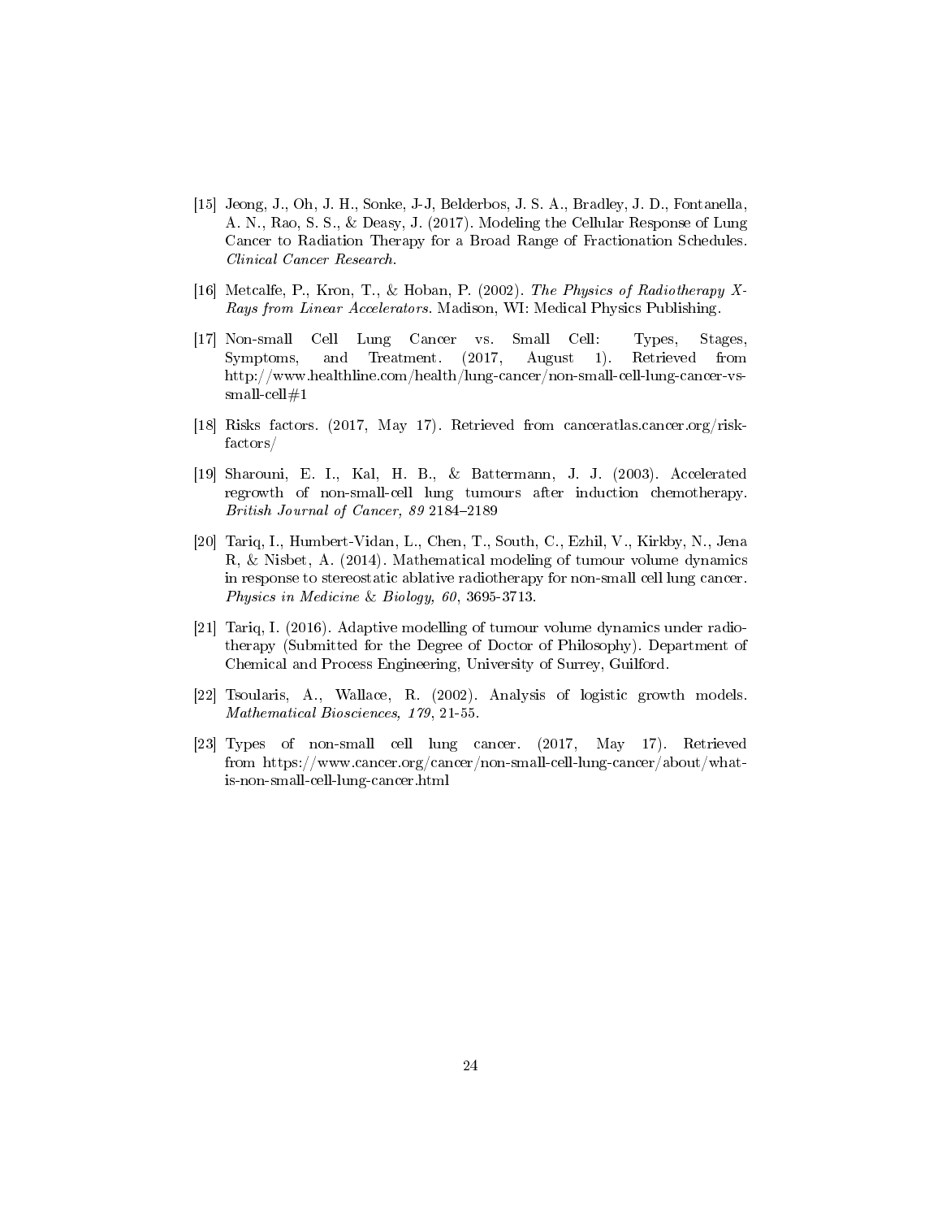[15] Jeong, J., Oh, J. H., Sonke, J-J, Belderbos, J. S. A., Bradley, J. D., Fontanella, A. N., Rao, S. S., & Deasy, J. (2017). Modeling the Cellular Response of Lung Cancer to Radiation Therapy for a Broad Range of Fractionation Schedules. *Clinical Cancer Research.*

[16] Metcalfe, P., Kron, T., & Hoban, P. (2002). *The Physics of Radiotherapy X-Rays from Linear Accelerators.* Madison, WI: Medical Physics Publishing.

[17] Non-small Cell Lung Cancer vs. Small Cell: Types, Stages, Symptoms, and Treatment. (2017, August 1). Retrieved from http://www.healthline.com/health/lung-cancer/non-small-cell-lung-cancer-vs-small-cell#1

[18] Risks factors. (2017, May 17). Retrieved from canceratlas.cancer.org/risk-factors/

[19] Sharouni, E. I., Kal, H. B., & Battermann, J. J. (2003). Accelerated regrowth of non-small-cell lung tumours after induction chemotherapy. *British Journal of Cancer, 89* 2184–2189

[20] Tariq, I., Humbert-Vidan, L., Chen, T., South, C., Ezhil, V., Kirkby, N., Jena R, & Nisbet, A. (2014). Mathematical modeling of tumour volume dynamics in response to stereostatic ablative radiotherapy for non-small cell lung cancer. *Physics in Medicine & Biology, 60*, 3695-3713.

[21] Tariq, I. (2016). Adaptive modelling of tumour volume dynamics under radiotherapy (Submitted for the Degree of Doctor of Philosophy). Department of Chemical and Process Engineering, University of Surrey, Guilford.

[22] Tsoularis, A., Wallace, R. (2002). Analysis of logistic growth models. *Mathematical Biosciences, 179*, 21-55.

[23] Types of non-small cell lung cancer. (2017, May 17). Retrieved from https://www.cancer.org/cancer/non-small-cell-lung-cancer/about/what-is-non-small-cell-lung-cancer.html